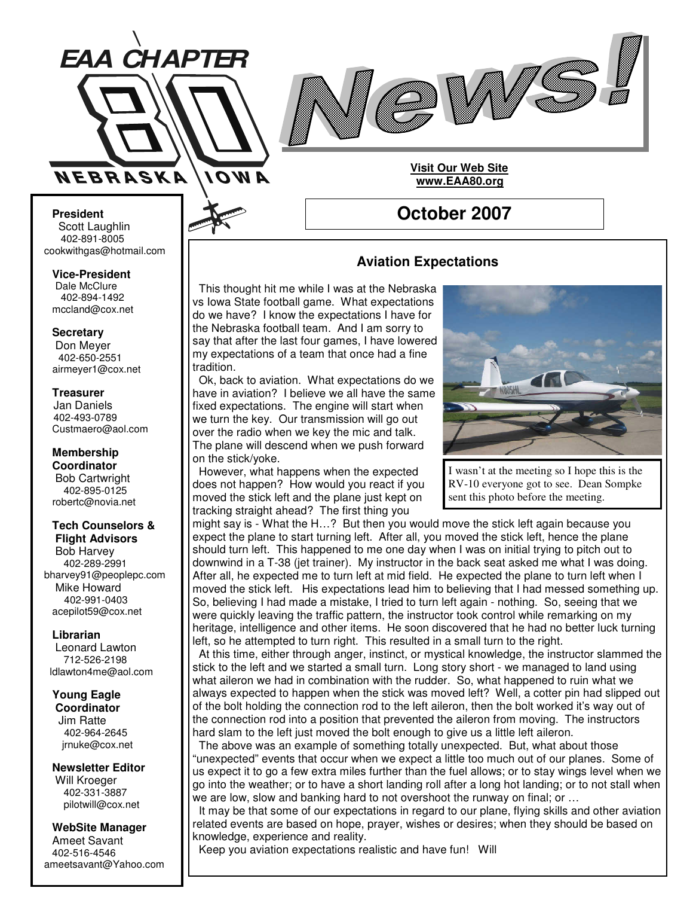# EAA CHAPTER 80 NEBRASKA IOWA

# News!

**Visit Our Web Site**
**www.EAA80.org**

## October 2007

**President**
Scott Laughlin
402-891-8005
cookwithgas@hotmail.com

**Vice-President**
Dale McClure
402-894-1492
mccland@cox.net

**Secretary**
Don Meyer
402-650-2551
airmeyer1@cox.net

**Treasurer**
Jan Daniels
402-493-0789
Custmaero@aol.com

**Membership Coordinator**
Bob Cartwright
402-895-0125
robertc@novia.net

**Tech Counselors & Flight Advisors**
Bob Harvey
402-289-2991
bharvey91@peoplepc.com
Mike Howard
402-991-0403
acepilot59@cox.net

**Librarian**
Leonard Lawton
712-526-2198
ldlawton4me@aol.com

**Young Eagle Coordinator**
Jim Ratte
402-964-2645
jrnuke@cox.net

**Newsletter Editor**
Will Kroeger
402-331-3887
pilotwill@cox.net

**WebSite Manager**
Ameet Savant
402-516-4546
ameetsavant@Yahoo.com

### Aviation Expectations

This thought hit me while I was at the Nebraska vs Iowa State football game. What expectations do we have? I know the expectations I have for the Nebraska football team. And I am sorry to say that after the last four games, I have lowered my expectations of a team that once had a fine tradition.

Ok, back to aviation. What expectations do we have in aviation? I believe we all have the same fixed expectations. The engine will start when we turn the key. Our transmission will go out over the radio when we key the mic and talk. The plane will descend when we push forward on the stick/yoke.

I wasn't at the meeting so I hope this is the RV-10 everyone got to see. Dean Sompke sent this photo before the meeting.

However, what happens when the expected does not happen? How would you react if you moved the stick left and the plane just kept on tracking straight ahead? The first thing you might say is - What the H…? But then you would move the stick left again because you expect the plane to start turning left. After all, you moved the stick left, hence the plane should turn left. This happened to me one day when I was on initial trying to pitch out to downwind in a T-38 (jet trainer). My instructor in the back seat asked me what I was doing. After all, he expected me to turn left at mid field. He expected the plane to turn left when I moved the stick left. His expectations lead him to believing that I had messed something up. So, believing I had made a mistake, I tried to turn left again - nothing. So, seeing that we were quickly leaving the traffic pattern, the instructor took control while remarking on my heritage, intelligence and other items. He soon discovered that he had no better luck turning left, so he attempted to turn right. This resulted in a small turn to the right.

At this time, either through anger, instinct, or mystical knowledge, the instructor slammed the stick to the left and we started a small turn. Long story short - we managed to land using what aileron we had in combination with the rudder. So, what happened to ruin what we always expected to happen when the stick was moved left? Well, a cotter pin had slipped out of the bolt holding the connection rod to the left aileron, then the bolt worked it's way out of the connection rod into a position that prevented the aileron from moving. The instructors hard slam to the left just moved the bolt enough to give us a little left aileron.

The above was an example of something totally unexpected. But, what about those "unexpected" events that occur when we expect a little too much out of our planes. Some of us expect it to go a few extra miles further than the fuel allows; or to stay wings level when we go into the weather; or to have a short landing roll after a long hot landing; or to not stall when we are low, slow and banking hard to not overshoot the runway on final; or …

It may be that some of our expectations in regard to our plane, flying skills and other aviation related events are based on hope, prayer, wishes or desires; when they should be based on knowledge, experience and reality.

Keep you aviation expectations realistic and have fun! Will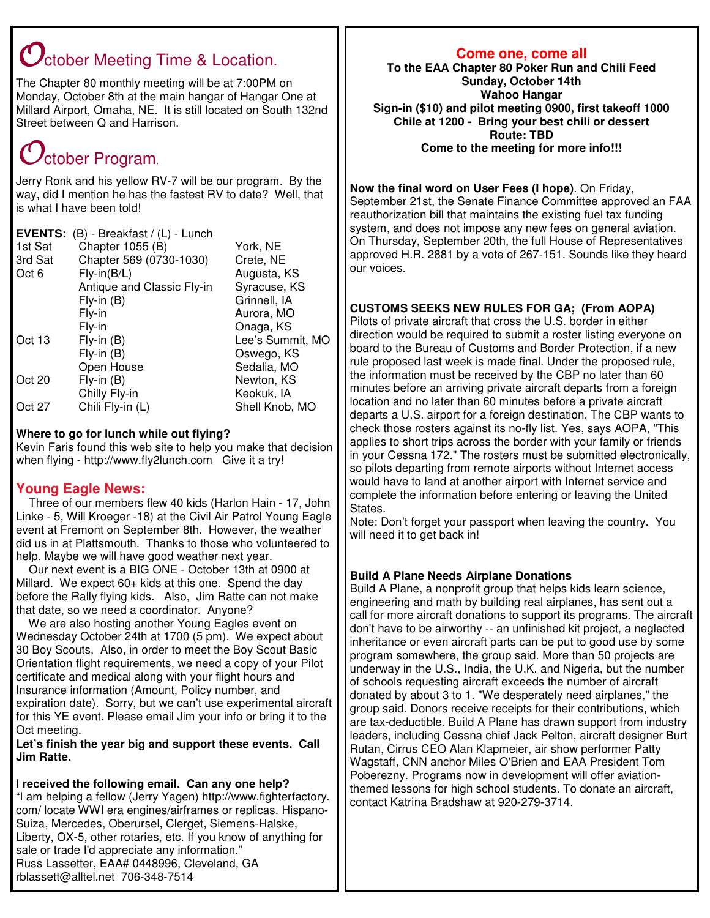## October Meeting Time & Location.

The Chapter 80 monthly meeting will be at 7:00PM on Monday, October 8th at the main hangar of Hangar One at Millard Airport, Omaha, NE. It is still located on South 132nd Street between Q and Harrison.

## October Program.

Jerry Ronk and his yellow RV-7 will be our program. By the way, did I mention he has the fastest RV to date? Well, that is what I have been told!

**EVENTS:** (B) - Breakfast / (L) - Lunch

| | | |
|---|---|---|
| 1st Sat | Chapter 1055 (B) | York, NE |
| 3rd Sat | Chapter 569 (0730-1030) | Crete, NE |
| Oct 6 | Fly-in(B/L) | Augusta, KS |
| | Antique and Classic Fly-in | Syracuse, KS |
| | Fly-in (B) | Grinnell, IA |
| | Fly-in | Aurora, MO |
| | Fly-in | Onaga, KS |
| Oct 13 | Fly-in (B) | Lee's Summit, MO |
| | Fly-in (B) | Oswego, KS |
| | Open House | Sedalia, MO |
| Oct 20 | Fly-in (B) | Newton, KS |
| | Chilly Fly-in | Keokuk, IA |
| Oct 27 | Chili Fly-in (L) | Shell Knob, MO |

**Where to go for lunch while out flying?**
Kevin Faris found this web site to help you make that decision when flying - http://www.fly2lunch.com Give it a try!

## Young Eagle News:

Three of our members flew 40 kids (Harlon Hain - 17, John Linke - 5, Will Kroeger -18) at the Civil Air Patrol Young Eagle event at Fremont on September 8th. However, the weather did us in at Plattsmouth. Thanks to those who volunteered to help. Maybe we will have good weather next year.

Our next event is a BIG ONE - October 13th at 0900 at Millard. We expect 60+ kids at this one. Spend the day before the Rally flying kids. Also, Jim Ratte can not make that date, so we need a coordinator. Anyone?

We are also hosting another Young Eagles event on Wednesday October 24th at 1700 (5 pm). We expect about 30 Boy Scouts. Also, in order to meet the Boy Scout Basic Orientation flight requirements, we need a copy of your Pilot certificate and medical along with your flight hours and Insurance information (Amount, Policy number, and expiration date). Sorry, but we can't use experimental aircraft for this YE event. Please email Jim your info or bring it to the Oct meeting.

**Let's finish the year big and support these events. Call Jim Ratte.**

**I received the following email. Can any one help?**
"I am helping a fellow (Jerry Yagen) http://www.fighterfactory.com/ locate WWI era engines/airframes or replicas. Hispano-Suiza, Mercedes, Oberursel, Clerget, Siemens-Halske, Liberty, OX-5, other rotaries, etc. If you know of anything for sale or trade I'd appreciate any information."
Russ Lassetter, EAA# 0448996, Cleveland, GA
rblassett@alltel.net 706-348-7514

## Come one, come all

**To the EAA Chapter 80 Poker Run and Chili Feed**
**Sunday, October 14th**
**Wahoo Hangar**
**Sign-in ($10) and pilot meeting 0900, first takeoff 1000**
**Chile at 1200 - Bring your best chili or dessert**
**Route: TBD**
**Come to the meeting for more info!!!**

**Now the final word on User Fees (I hope)**. On Friday, September 21st, the Senate Finance Committee approved an FAA reauthorization bill that maintains the existing fuel tax funding system, and does not impose any new fees on general aviation. On Thursday, September 20th, the full House of Representatives approved H.R. 2881 by a vote of 267-151. Sounds like they heard our voices.

**CUSTOMS SEEKS NEW RULES FOR GA; (From AOPA)**
Pilots of private aircraft that cross the U.S. border in either direction would be required to submit a roster listing everyone on board to the Bureau of Customs and Border Protection, if a new rule proposed last week is made final. Under the proposed rule, the information must be received by the CBP no later than 60 minutes before an arriving private aircraft departs from a foreign location and no later than 60 minutes before a private aircraft departs a U.S. airport for a foreign destination. The CBP wants to check those rosters against its no-fly list. Yes, says AOPA, "This applies to short trips across the border with your family or friends in your Cessna 172." The rosters must be submitted electronically, so pilots departing from remote airports without Internet access would have to land at another airport with Internet service and complete the information before entering or leaving the United States.
Note: Don't forget your passport when leaving the country. You will need it to get back in!

**Build A Plane Needs Airplane Donations**
Build A Plane, a nonprofit group that helps kids learn science, engineering and math by building real airplanes, has sent out a call for more aircraft donations to support its programs. The aircraft don't have to be airworthy -- an unfinished kit project, a neglected inheritance or even aircraft parts can be put to good use by some program somewhere, the group said. More than 50 projects are underway in the U.S., India, the U.K. and Nigeria, but the number of schools requesting aircraft exceeds the number of aircraft donated by about 3 to 1. "We desperately need airplanes," the group said. Donors receive receipts for their contributions, which are tax-deductible. Build A Plane has drawn support from industry leaders, including Cessna chief Jack Pelton, aircraft designer Burt Rutan, Cirrus CEO Alan Klapmeier, air show performer Patty Wagstaff, CNN anchor Miles O'Brien and EAA President Tom Poberezny. Programs now in development will offer aviation-themed lessons for high school students. To donate an aircraft, contact Katrina Bradshaw at 920-279-3714.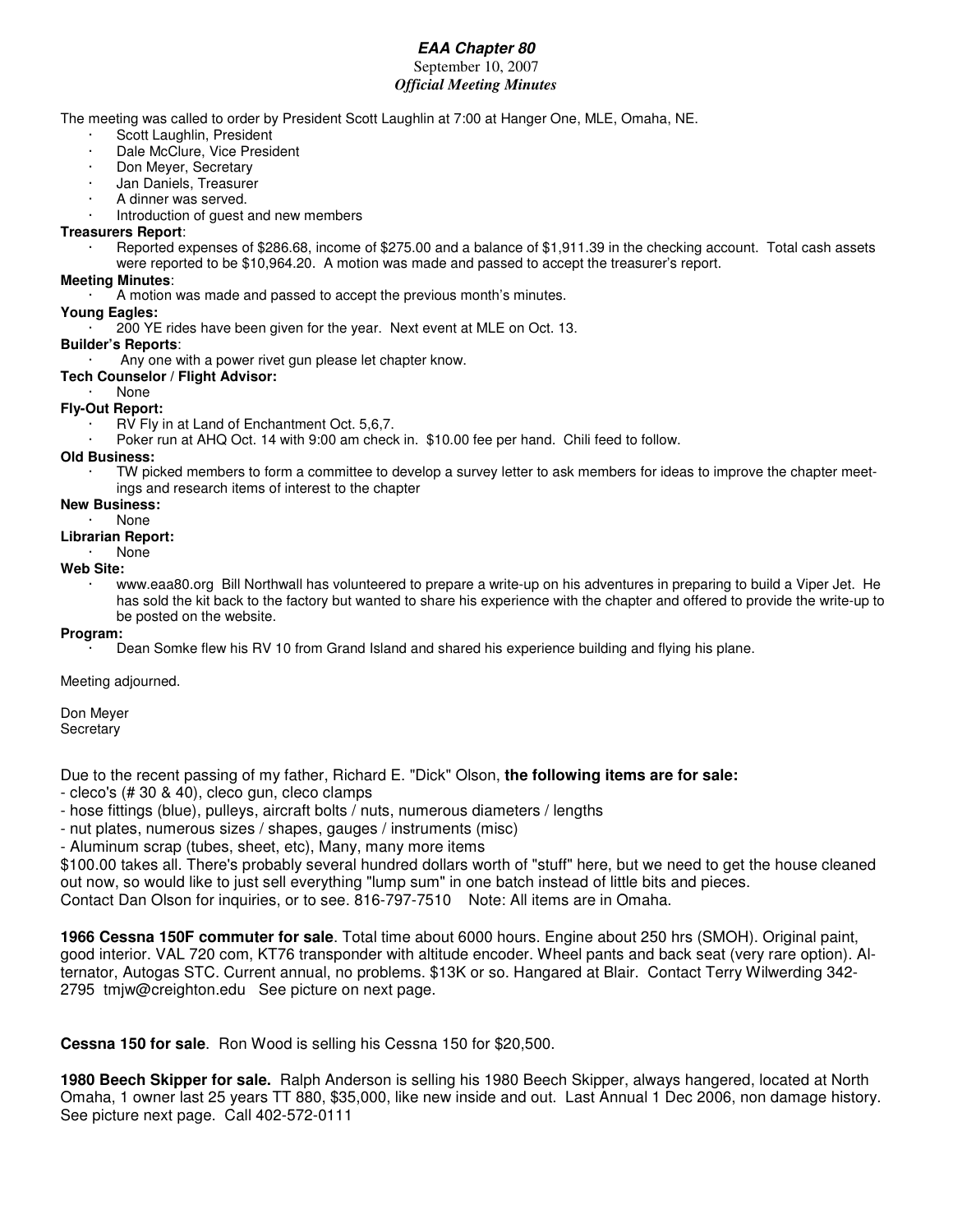# *EAA Chapter 80*

September 10, 2007

***Official Meeting Minutes***

The meeting was called to order by President Scott Laughlin at 7:00 at Hanger One, MLE, Omaha, NE.

- Scott Laughlin, President
- Dale McClure, Vice President
- Don Meyer, Secretary
- Jan Daniels, Treasurer
- A dinner was served.
- Introduction of guest and new members

**Treasurers Report**:

- Reported expenses of $286.68, income of $275.00 and a balance of $1,911.39 in the checking account. Total cash assets were reported to be $10,964.20. A motion was made and passed to accept the treasurer's report.

**Meeting Minutes**:

- A motion was made and passed to accept the previous month's minutes.

**Young Eagles:**

- 200 YE rides have been given for the year. Next event at MLE on Oct. 13.

**Builder's Reports**:

- Any one with a power rivet gun please let chapter know.

**Tech Counselor / Flight Advisor:**

- None

**Fly-Out Report:**

- RV Fly in at Land of Enchantment Oct. 5,6,7.
- Poker run at AHQ Oct. 14 with 9:00 am check in. $10.00 fee per hand. Chili feed to follow.

**Old Business:**

- TW picked members to form a committee to develop a survey letter to ask members for ideas to improve the chapter meetings and research items of interest to the chapter

**New Business:**

- None

**Librarian Report:**

- None

**Web Site:**

- www.eaa80.org Bill Northwall has volunteered to prepare a write-up on his adventures in preparing to build a Viper Jet. He has sold the kit back to the factory but wanted to share his experience with the chapter and offered to provide the write-up to be posted on the website.

**Program:**

- Dean Somke flew his RV 10 from Grand Island and shared his experience building and flying his plane.

Meeting adjourned.

Don Meyer
Secretary

Due to the recent passing of my father, Richard E. "Dick" Olson, **the following items are for sale:**

- cleco's (# 30 & 40), cleco gun, cleco clamps
- hose fittings (blue), pulleys, aircraft bolts / nuts, numerous diameters / lengths
- nut plates, numerous sizes / shapes, gauges / instruments (misc)
- Aluminum scrap (tubes, sheet, etc), Many, many more items

$100.00 takes all. There's probably several hundred dollars worth of "stuff" here, but we need to get the house cleaned out now, so would like to just sell everything "lump sum" in one batch instead of little bits and pieces.
Contact Dan Olson for inquiries, or to see. 816-797-7510 Note: All items are in Omaha.

**1966 Cessna 150F commuter for sale**. Total time about 6000 hours. Engine about 250 hrs (SMOH). Original paint, good interior. VAL 720 com, KT76 transponder with altitude encoder. Wheel pants and back seat (very rare option). Alternator, Autogas STC. Current annual, no problems. $13K or so. Hangared at Blair. Contact Terry Wilwerding 342-2795 tmjw@creighton.edu See picture on next page.

**Cessna 150 for sale**. Ron Wood is selling his Cessna 150 for $20,500.

**1980 Beech Skipper for sale.** Ralph Anderson is selling his 1980 Beech Skipper, always hangered, located at North Omaha, 1 owner last 25 years TT 880, $35,000, like new inside and out. Last Annual 1 Dec 2006, non damage history. See picture next page. Call 402-572-0111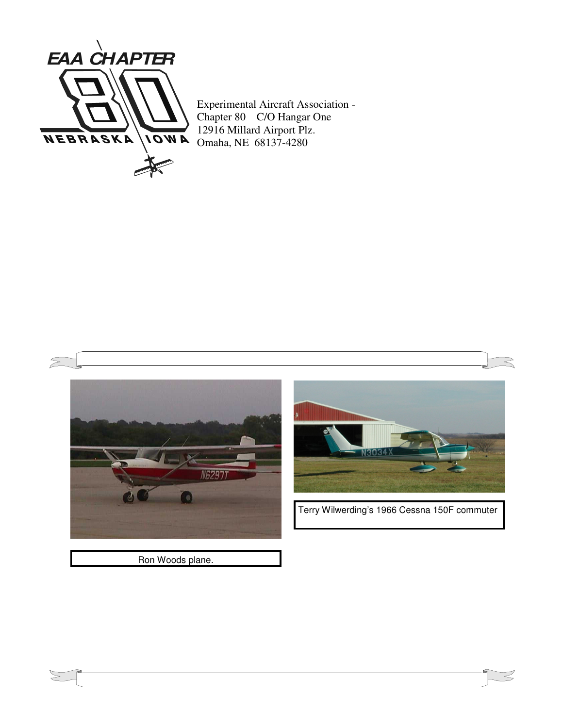EAA CHAPTER 80 NEBRASKA IOWA

Experimental Aircraft Association -
Chapter 80 C/O Hangar One
12916 Millard Airport Plz.
Omaha, NE 68137-4280

Terry Wilwerding's 1966 Cessna 150F commuter

Ron Woods plane.